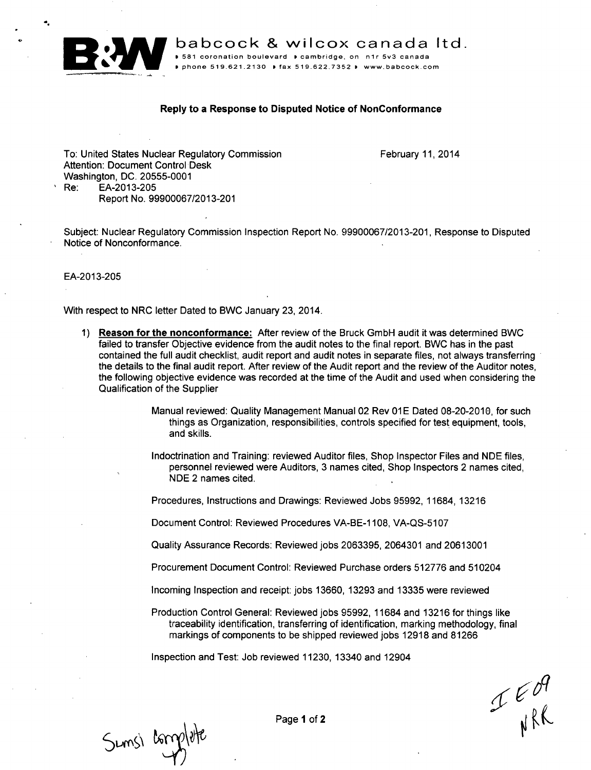**babcock & wilcox canada ltd.**
581 coronation boulevard • cambridge, on n1r 5v3 canada
phone 519.621.2130 • fax 519.622.7352 • www.babcock.com

**Reply to a Response to Disputed Notice of NonConformance**

To: United States Nuclear Regulatory Commission
Attention: Document Control Desk
Washington, DC. 20555-0001
Re: EA-2013-205
Report No. 99900067/2013-201

February 11, 2014

Subject: Nuclear Regulatory Commission Inspection Report No. 99900067/2013-201, Response to Disputed Notice of Nonconformance.

EA-2013-205

With respect to NRC letter Dated to BWC January 23, 2014.

1) **Reason for the nonconformance:** After review of the Bruck GmbH audit it was determined BWC failed to transfer Objective evidence from the audit notes to the final report. BWC has in the past contained the full audit checklist, audit report and audit notes in separate files, not always transferring the details to the final audit report. After review of the Audit report and the review of the Auditor notes, the following objective evidence was recorded at the time of the Audit and used when considering the Qualification of the Supplier

   Manual reviewed: Quality Management Manual 02 Rev 01E Dated 08-20-2010, for such things as Organization, responsibilities, controls specified for test equipment, tools, and skills.

   Indoctrination and Training: reviewed Auditor files, Shop Inspector Files and NDE files, personnel reviewed were Auditors, 3 names cited, Shop Inspectors 2 names cited, NDE 2 names cited.

   Procedures, Instructions and Drawings: Reviewed Jobs 95992, 11684, 13216

   Document Control: Reviewed Procedures VA-BE-1108, VA-QS-5107

   Quality Assurance Records: Reviewed jobs 2063395, 2064301 and 20613001

   Procurement Document Control: Reviewed Purchase orders 512776 and 510204

   Incoming Inspection and receipt: jobs 13660, 13293 and 13335 were reviewed

   Production Control General: Reviewed jobs 95992, 11684 and 13216 for things like traceability identification, transferring of identification, marking methodology, final markings of components to be shipped reviewed jobs 12918 and 81266

   Inspection and Test: Job reviewed 11230, 13340 and 12904

IE09
NRR

Sunsi Complete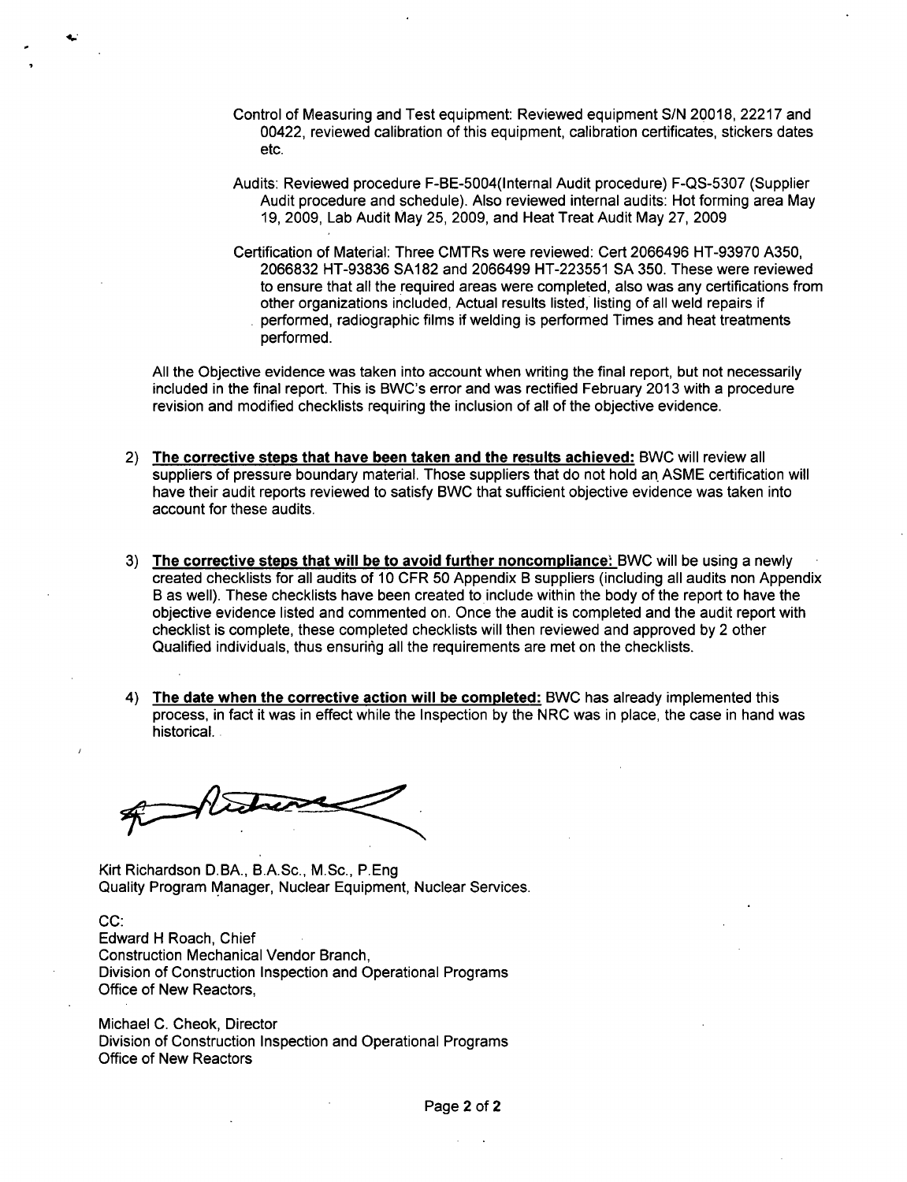Control of Measuring and Test equipment: Reviewed equipment S/N 20018, 22217 and 00422, reviewed calibration of this equipment, calibration certificates, stickers dates etc.

Audits: Reviewed procedure F-BE-5004(Internal Audit procedure) F-QS-5307 (Supplier Audit procedure and schedule). Also reviewed internal audits: Hot forming area May 19, 2009, Lab Audit May 25, 2009, and Heat Treat Audit May 27, 2009

Certification of Material: Three CMTRs were reviewed: Cert 2066496 HT-93970 A350, 2066832 HT-93836 SA182 and 2066499 HT-223551 SA 350. These were reviewed to ensure that all the required areas were completed, also was any certifications from other organizations included, Actual results listed, listing of all weld repairs if performed, radiographic films if welding is performed Times and heat treatments performed.

All the Objective evidence was taken into account when writing the final report, but not necessarily included in the final report. This is BWC's error and was rectified February 2013 with a procedure revision and modified checklists requiring the inclusion of all of the objective evidence.

2) **The corrective steps that have been taken and the results achieved:** BWC will review all suppliers of pressure boundary material. Those suppliers that do not hold an ASME certification will have their audit reports reviewed to satisfy BWC that sufficient objective evidence was taken into account for these audits.

3) **The corrective steps that will be to avoid further noncompliance:** BWC will be using a newly created checklists for all audits of 10 CFR 50 Appendix B suppliers (including all audits non Appendix B as well). These checklists have been created to include within the body of the report to have the objective evidence listed and commented on. Once the audit is completed and the audit report with checklist is complete, these completed checklists will then reviewed and approved by 2 other Qualified individuals, thus ensuring all the requirements are met on the checklists.

4) **The date when the corrective action will be completed:** BWC has already implemented this process, in fact it was in effect while the Inspection by the NRC was in place, the case in hand was historical.

Kirt Richardson D.BA., B.A.Sc., M.Sc., P.Eng
Quality Program Manager, Nuclear Equipment, Nuclear Services.

CC:
Edward H Roach, Chief
Construction Mechanical Vendor Branch,
Division of Construction Inspection and Operational Programs
Office of New Reactors,

Michael C. Cheok, Director
Division of Construction Inspection and Operational Programs
Office of New Reactors